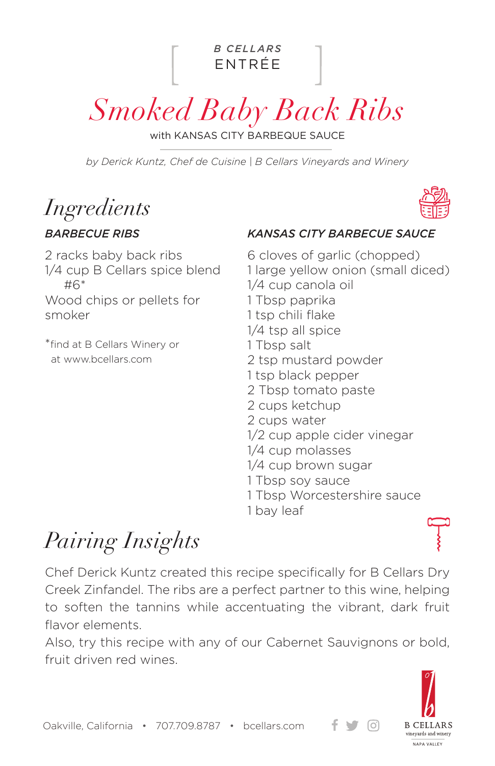B CELLARS
ENTRÉE

# Smoked Baby Back Ribs

with KANSAS CITY BARBEQUE SAUCE

*by Derick Kuntz, Chef de Cuisine | B Cellars Vineyards and Winery*

## Ingredients

### BARBECUE RIBS

2 racks baby back ribs
1/4 cup B Cellars spice blend #6*
Wood chips or pellets for smoker

*find at B Cellars Winery or at www.bcellars.com

### KANSAS CITY BARBECUE SAUCE

6 cloves of garlic (chopped)
1 large yellow onion (small diced)
1/4 cup canola oil
1 Tbsp paprika
1 tsp chili flake
1/4 tsp all spice
1 Tbsp salt
2 tsp mustard powder
1 tsp black pepper
2 Tbsp tomato paste
2 cups ketchup
2 cups water
1/2 cup apple cider vinegar
1/4 cup molasses
1/4 cup brown sugar
1 Tbsp soy sauce
1 Tbsp Worcestershire sauce
1 bay leaf

## Pairing Insights

Chef Derick Kuntz created this recipe specifically for B Cellars Dry Creek Zinfandel. The ribs are a perfect partner to this wine, helping to soften the tannins while accentuating the vibrant, dark fruit flavor elements.

Also, try this recipe with any of our Cabernet Sauvignons or bold, fruit driven red wines.

Oakville, California • 707.709.8787 • bcellars.com

B CELLARS
vineyards and winery
NAPA VALLEY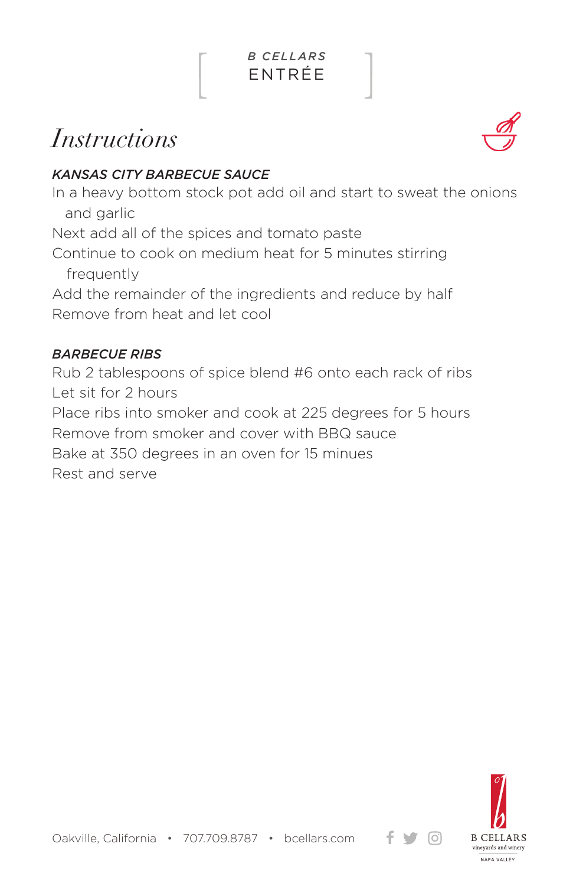B CELLARS
ENTRÉE

# Instructions

### *KANSAS CITY BARBECUE SAUCE*

In a heavy bottom stock pot add oil and start to sweat the onions and garlic
Next add all of the spices and tomato paste
Continue to cook on medium heat for 5 minutes stirring frequently
Add the remainder of the ingredients and reduce by half
Remove from heat and let cool

### *BARBECUE RIBS*

Rub 2 tablespoons of spice blend #6 onto each rack of ribs
Let sit for 2 hours
Place ribs into smoker and cook at 225 degrees for 5 hours
Remove from smoker and cover with BBQ sauce
Bake at 350 degrees in an oven for 15 minues
Rest and serve

Oakville, California • 707.709.8787 • bcellars.com

B CELLARS vineyards and winery NAPA VALLEY